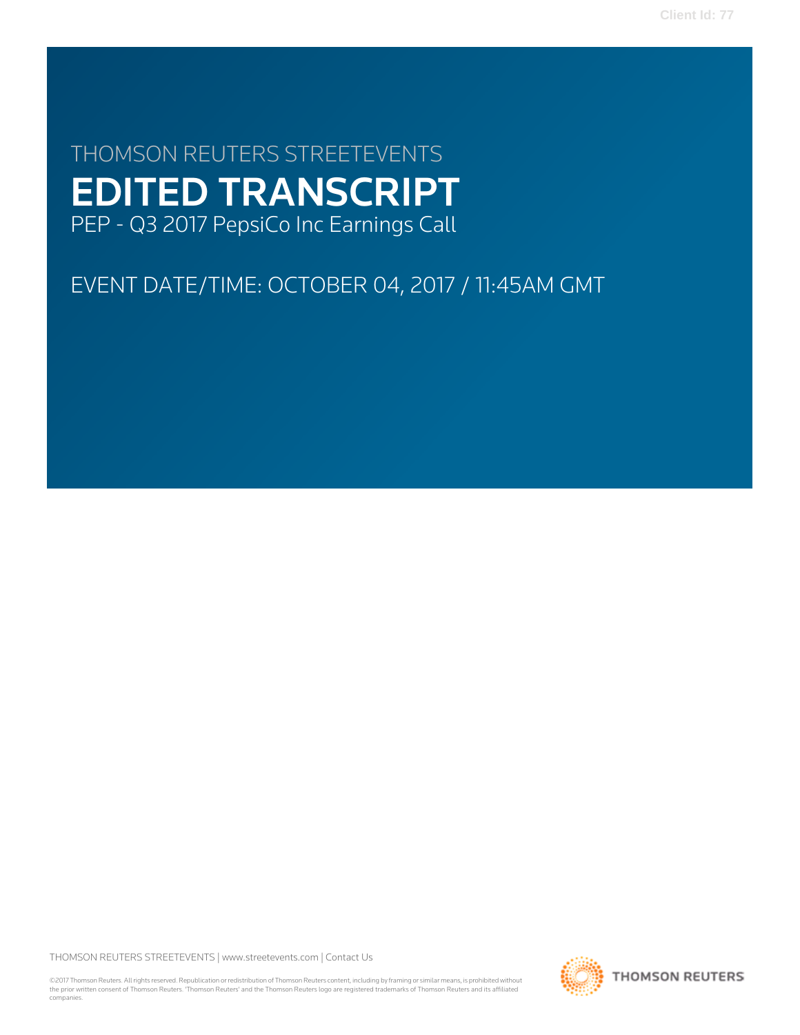# THOMSON REUTERS STREETEVENTS

# EDITED TRANSCRIPT

PEP - Q3 2017 PepsiCo Inc Earnings Call

EVENT DATE/TIME: OCTOBER 04, 2017 / 11:45AM GMT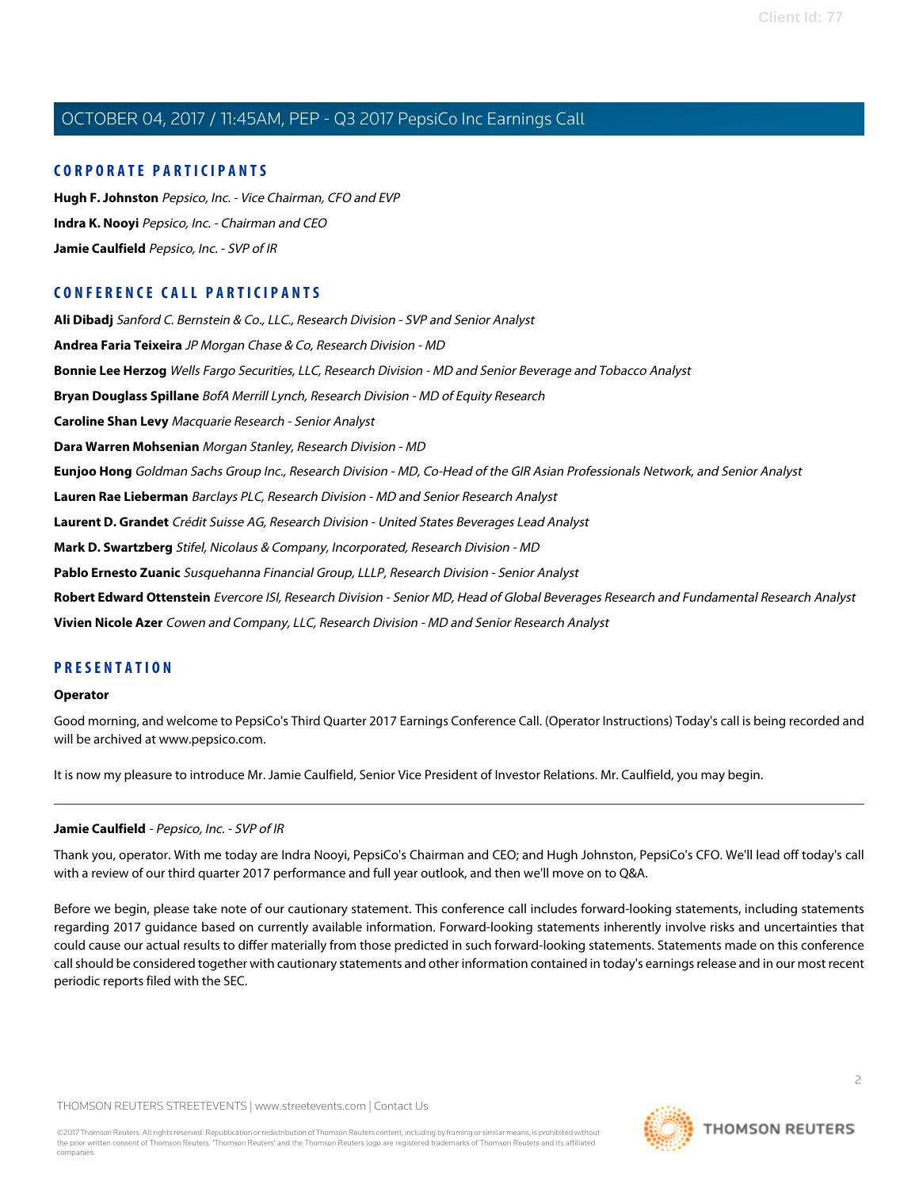## CORPORATE PARTICIPANTS

**Hugh F. Johnston** *Pepsico, Inc. - Vice Chairman, CFO and EVP*

**Indra K. Nooyi** *Pepsico, Inc. - Chairman and CEO*

**Jamie Caulfield** *Pepsico, Inc. - SVP of IR*

## CONFERENCE CALL PARTICIPANTS

**Ali Dibadj** *Sanford C. Bernstein & Co., LLC., Research Division - SVP and Senior Analyst*

**Andrea Faria Teixeira** *JP Morgan Chase & Co, Research Division - MD*

**Bonnie Lee Herzog** *Wells Fargo Securities, LLC, Research Division - MD and Senior Beverage and Tobacco Analyst*

**Bryan Douglass Spillane** *BofA Merrill Lynch, Research Division - MD of Equity Research*

**Caroline Shan Levy** *Macquarie Research - Senior Analyst*

**Dara Warren Mohsenian** *Morgan Stanley, Research Division - MD*

**Eunjoo Hong** *Goldman Sachs Group Inc., Research Division - MD, Co-Head of the GIR Asian Professionals Network, and Senior Analyst*

**Lauren Rae Lieberman** *Barclays PLC, Research Division - MD and Senior Research Analyst*

**Laurent D. Grandet** *Crédit Suisse AG, Research Division - United States Beverages Lead Analyst*

**Mark D. Swartzberg** *Stifel, Nicolaus & Company, Incorporated, Research Division - MD*

**Pablo Ernesto Zuanic** *Susquehanna Financial Group, LLLP, Research Division - Senior Analyst*

**Robert Edward Ottenstein** *Evercore ISI, Research Division - Senior MD, Head of Global Beverages Research and Fundamental Research Analyst*

**Vivien Nicole Azer** *Cowen and Company, LLC, Research Division - MD and Senior Research Analyst*

## PRESENTATION

**Operator**

Good morning, and welcome to PepsiCo's Third Quarter 2017 Earnings Conference Call. (Operator Instructions) Today's call is being recorded and will be archived at www.pepsico.com.

It is now my pleasure to introduce Mr. Jamie Caulfield, Senior Vice President of Investor Relations. Mr. Caulfield, you may begin.

---

**Jamie Caulfield** - *Pepsico, Inc. - SVP of IR*

Thank you, operator. With me today are Indra Nooyi, PepsiCo's Chairman and CEO; and Hugh Johnston, PepsiCo's CFO. We'll lead off today's call with a review of our third quarter 2017 performance and full year outlook, and then we'll move on to Q&A.

Before we begin, please take note of our cautionary statement. This conference call includes forward-looking statements, including statements regarding 2017 guidance based on currently available information. Forward-looking statements inherently involve risks and uncertainties that could cause our actual results to differ materially from those predicted in such forward-looking statements. Statements made on this conference call should be considered together with cautionary statements and other information contained in today's earnings release and in our most recent periodic reports filed with the SEC.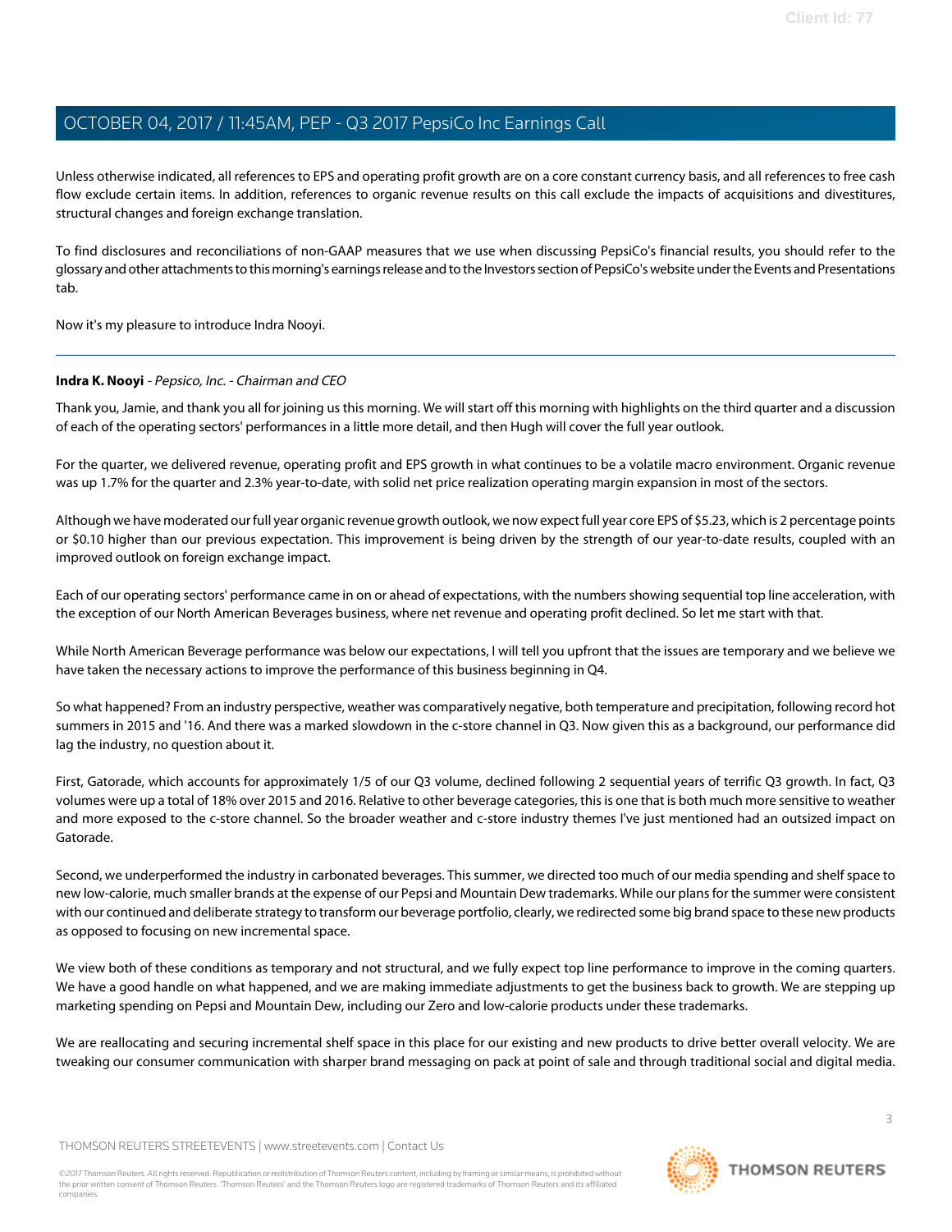Unless otherwise indicated, all references to EPS and operating profit growth are on a core constant currency basis, and all references to free cash flow exclude certain items. In addition, references to organic revenue results on this call exclude the impacts of acquisitions and divestitures, structural changes and foreign exchange translation.

To find disclosures and reconciliations of non-GAAP measures that we use when discussing PepsiCo's financial results, you should refer to the glossary and other attachments to this morning's earnings release and to the Investors section of PepsiCo's website under the Events and Presentations tab.

Now it's my pleasure to introduce Indra Nooyi.

---

**Indra K. Nooyi** - *Pepsico, Inc. - Chairman and CEO*

Thank you, Jamie, and thank you all for joining us this morning. We will start off this morning with highlights on the third quarter and a discussion of each of the operating sectors' performances in a little more detail, and then Hugh will cover the full year outlook.

For the quarter, we delivered revenue, operating profit and EPS growth in what continues to be a volatile macro environment. Organic revenue was up 1.7% for the quarter and 2.3% year-to-date, with solid net price realization operating margin expansion in most of the sectors.

Although we have moderated our full year organic revenue growth outlook, we now expect full year core EPS of $5.23, which is 2 percentage points or $0.10 higher than our previous expectation. This improvement is being driven by the strength of our year-to-date results, coupled with an improved outlook on foreign exchange impact.

Each of our operating sectors' performance came in on or ahead of expectations, with the numbers showing sequential top line acceleration, with the exception of our North American Beverages business, where net revenue and operating profit declined. So let me start with that.

While North American Beverage performance was below our expectations, I will tell you upfront that the issues are temporary and we believe we have taken the necessary actions to improve the performance of this business beginning in Q4.

So what happened? From an industry perspective, weather was comparatively negative, both temperature and precipitation, following record hot summers in 2015 and '16. And there was a marked slowdown in the c-store channel in Q3. Now given this as a background, our performance did lag the industry, no question about it.

First, Gatorade, which accounts for approximately 1/5 of our Q3 volume, declined following 2 sequential years of terrific Q3 growth. In fact, Q3 volumes were up a total of 18% over 2015 and 2016. Relative to other beverage categories, this is one that is both much more sensitive to weather and more exposed to the c-store channel. So the broader weather and c-store industry themes I've just mentioned had an outsized impact on Gatorade.

Second, we underperformed the industry in carbonated beverages. This summer, we directed too much of our media spending and shelf space to new low-calorie, much smaller brands at the expense of our Pepsi and Mountain Dew trademarks. While our plans for the summer were consistent with our continued and deliberate strategy to transform our beverage portfolio, clearly, we redirected some big brand space to these new products as opposed to focusing on new incremental space.

We view both of these conditions as temporary and not structural, and we fully expect top line performance to improve in the coming quarters. We have a good handle on what happened, and we are making immediate adjustments to get the business back to growth. We are stepping up marketing spending on Pepsi and Mountain Dew, including our Zero and low-calorie products under these trademarks.

We are reallocating and securing incremental shelf space in this place for our existing and new products to drive better overall velocity. We are tweaking our consumer communication with sharper brand messaging on pack at point of sale and through traditional social and digital media.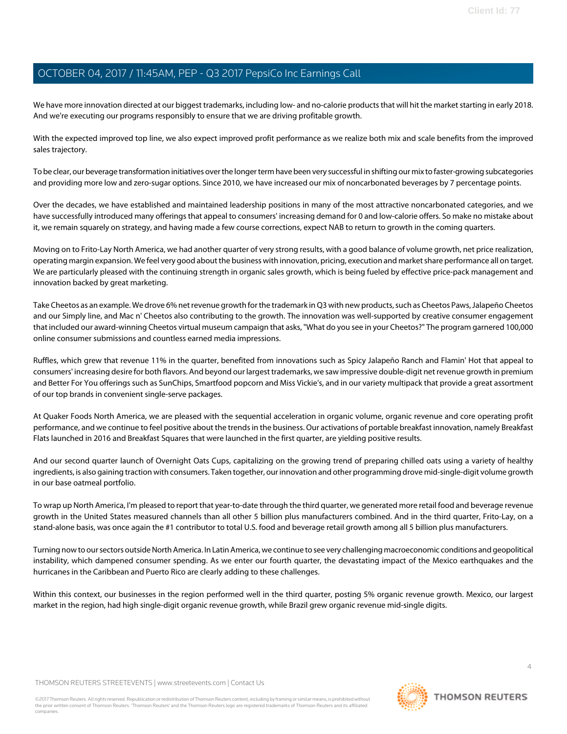We have more innovation directed at our biggest trademarks, including low- and no-calorie products that will hit the market starting in early 2018. And we're executing our programs responsibly to ensure that we are driving profitable growth.

With the expected improved top line, we also expect improved profit performance as we realize both mix and scale benefits from the improved sales trajectory.

To be clear, our beverage transformation initiatives over the longer term have been very successful in shifting our mix to faster-growing subcategories and providing more low and zero-sugar options. Since 2010, we have increased our mix of noncarbonated beverages by 7 percentage points.

Over the decades, we have established and maintained leadership positions in many of the most attractive noncarbonated categories, and we have successfully introduced many offerings that appeal to consumers' increasing demand for 0 and low-calorie offers. So make no mistake about it, we remain squarely on strategy, and having made a few course corrections, expect NAB to return to growth in the coming quarters.

Moving on to Frito-Lay North America, we had another quarter of very strong results, with a good balance of volume growth, net price realization, operating margin expansion. We feel very good about the business with innovation, pricing, execution and market share performance all on target. We are particularly pleased with the continuing strength in organic sales growth, which is being fueled by effective price-pack management and innovation backed by great marketing.

Take Cheetos as an example. We drove 6% net revenue growth for the trademark in Q3 with new products, such as Cheetos Paws, Jalapeño Cheetos and our Simply line, and Mac n' Cheetos also contributing to the growth. The innovation was well-supported by creative consumer engagement that included our award-winning Cheetos virtual museum campaign that asks, "What do you see in your Cheetos?" The program garnered 100,000 online consumer submissions and countless earned media impressions.

Ruffles, which grew that revenue 11% in the quarter, benefited from innovations such as Spicy Jalapeño Ranch and Flamin' Hot that appeal to consumers' increasing desire for both flavors. And beyond our largest trademarks, we saw impressive double-digit net revenue growth in premium and Better For You offerings such as SunChips, Smartfood popcorn and Miss Vickie's, and in our variety multipack that provide a great assortment of our top brands in convenient single-serve packages.

At Quaker Foods North America, we are pleased with the sequential acceleration in organic volume, organic revenue and core operating profit performance, and we continue to feel positive about the trends in the business. Our activations of portable breakfast innovation, namely Breakfast Flats launched in 2016 and Breakfast Squares that were launched in the first quarter, are yielding positive results.

And our second quarter launch of Overnight Oats Cups, capitalizing on the growing trend of preparing chilled oats using a variety of healthy ingredients, is also gaining traction with consumers. Taken together, our innovation and other programming drove mid-single-digit volume growth in our base oatmeal portfolio.

To wrap up North America, I'm pleased to report that year-to-date through the third quarter, we generated more retail food and beverage revenue growth in the United States measured channels than all other 5 billion plus manufacturers combined. And in the third quarter, Frito-Lay, on a stand-alone basis, was once again the #1 contributor to total U.S. food and beverage retail growth among all 5 billion plus manufacturers.

Turning now to our sectors outside North America. In Latin America, we continue to see very challenging macroeconomic conditions and geopolitical instability, which dampened consumer spending. As we enter our fourth quarter, the devastating impact of the Mexico earthquakes and the hurricanes in the Caribbean and Puerto Rico are clearly adding to these challenges.

Within this context, our businesses in the region performed well in the third quarter, posting 5% organic revenue growth. Mexico, our largest market in the region, had high single-digit organic revenue growth, while Brazil grew organic revenue mid-single digits.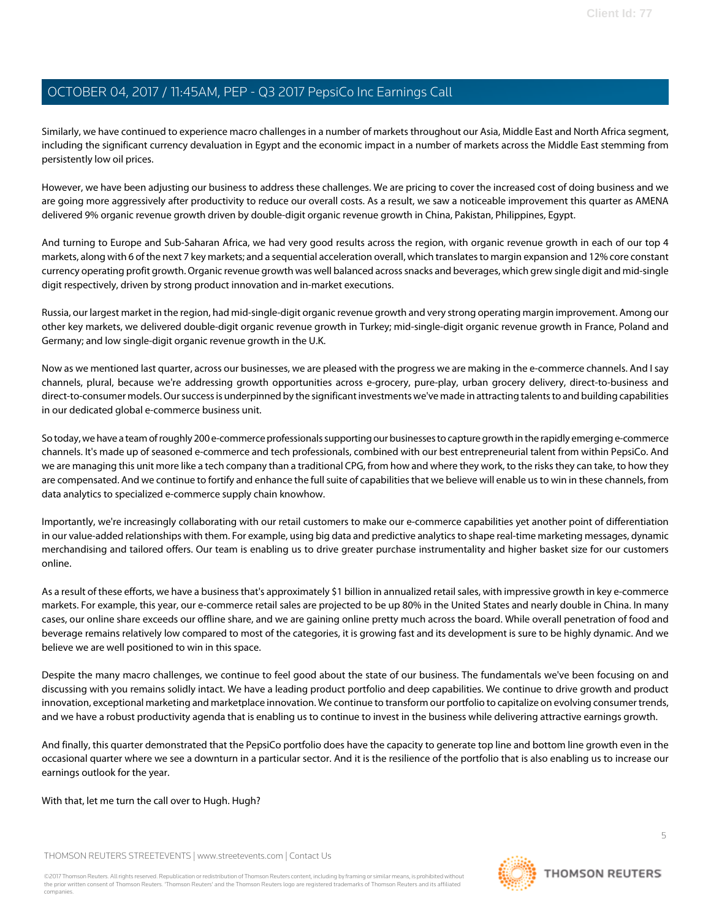Similarly, we have continued to experience macro challenges in a number of markets throughout our Asia, Middle East and North Africa segment, including the significant currency devaluation in Egypt and the economic impact in a number of markets across the Middle East stemming from persistently low oil prices.

However, we have been adjusting our business to address these challenges. We are pricing to cover the increased cost of doing business and we are going more aggressively after productivity to reduce our overall costs. As a result, we saw a noticeable improvement this quarter as AMENA delivered 9% organic revenue growth driven by double-digit organic revenue growth in China, Pakistan, Philippines, Egypt.

And turning to Europe and Sub-Saharan Africa, we had very good results across the region, with organic revenue growth in each of our top 4 markets, along with 6 of the next 7 key markets; and a sequential acceleration overall, which translates to margin expansion and 12% core constant currency operating profit growth. Organic revenue growth was well balanced across snacks and beverages, which grew single digit and mid-single digit respectively, driven by strong product innovation and in-market executions.

Russia, our largest market in the region, had mid-single-digit organic revenue growth and very strong operating margin improvement. Among our other key markets, we delivered double-digit organic revenue growth in Turkey; mid-single-digit organic revenue growth in France, Poland and Germany; and low single-digit organic revenue growth in the U.K.

Now as we mentioned last quarter, across our businesses, we are pleased with the progress we are making in the e-commerce channels. And I say channels, plural, because we're addressing growth opportunities across e-grocery, pure-play, urban grocery delivery, direct-to-business and direct-to-consumer models. Our success is underpinned by the significant investments we've made in attracting talents to and building capabilities in our dedicated global e-commerce business unit.

So today, we have a team of roughly 200 e-commerce professionals supporting our businesses to capture growth in the rapidly emerging e-commerce channels. It's made up of seasoned e-commerce and tech professionals, combined with our best entrepreneurial talent from within PepsiCo. And we are managing this unit more like a tech company than a traditional CPG, from how and where they work, to the risks they can take, to how they are compensated. And we continue to fortify and enhance the full suite of capabilities that we believe will enable us to win in these channels, from data analytics to specialized e-commerce supply chain knowhow.

Importantly, we're increasingly collaborating with our retail customers to make our e-commerce capabilities yet another point of differentiation in our value-added relationships with them. For example, using big data and predictive analytics to shape real-time marketing messages, dynamic merchandising and tailored offers. Our team is enabling us to drive greater purchase instrumentality and higher basket size for our customers online.

As a result of these efforts, we have a business that's approximately $1 billion in annualized retail sales, with impressive growth in key e-commerce markets. For example, this year, our e-commerce retail sales are projected to be up 80% in the United States and nearly double in China. In many cases, our online share exceeds our offline share, and we are gaining online pretty much across the board. While overall penetration of food and beverage remains relatively low compared to most of the categories, it is growing fast and its development is sure to be highly dynamic. And we believe we are well positioned to win in this space.

Despite the many macro challenges, we continue to feel good about the state of our business. The fundamentals we've been focusing on and discussing with you remains solidly intact. We have a leading product portfolio and deep capabilities. We continue to drive growth and product innovation, exceptional marketing and marketplace innovation. We continue to transform our portfolio to capitalize on evolving consumer trends, and we have a robust productivity agenda that is enabling us to continue to invest in the business while delivering attractive earnings growth.

And finally, this quarter demonstrated that the PepsiCo portfolio does have the capacity to generate top line and bottom line growth even in the occasional quarter where we see a downturn in a particular sector. And it is the resilience of the portfolio that is also enabling us to increase our earnings outlook for the year.

With that, let me turn the call over to Hugh. Hugh?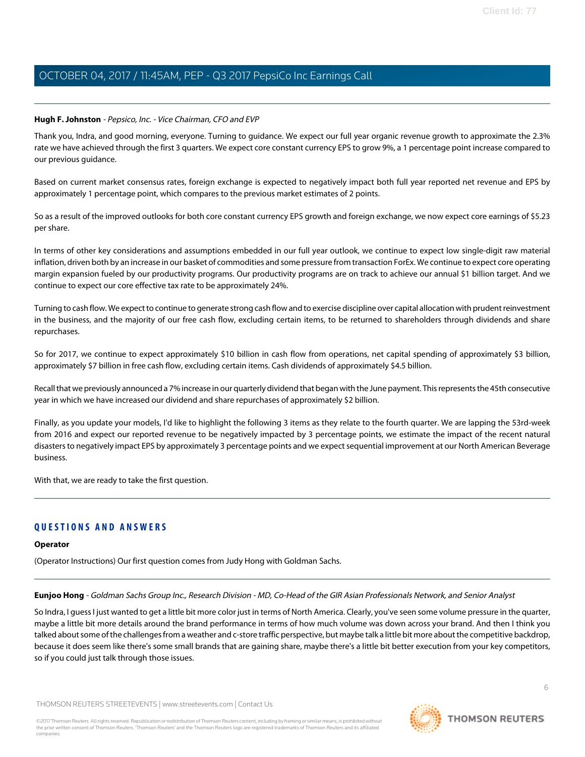**Hugh F. Johnston** - *Pepsico, Inc. - Vice Chairman, CFO and EVP*

Thank you, Indra, and good morning, everyone. Turning to guidance. We expect our full year organic revenue growth to approximate the 2.3% rate we have achieved through the first 3 quarters. We expect core constant currency EPS to grow 9%, a 1 percentage point increase compared to our previous guidance.

Based on current market consensus rates, foreign exchange is expected to negatively impact both full year reported net revenue and EPS by approximately 1 percentage point, which compares to the previous market estimates of 2 points.

So as a result of the improved outlooks for both core constant currency EPS growth and foreign exchange, we now expect core earnings of $5.23 per share.

In terms of other key considerations and assumptions embedded in our full year outlook, we continue to expect low single-digit raw material inflation, driven both by an increase in our basket of commodities and some pressure from transaction ForEx. We continue to expect core operating margin expansion fueled by our productivity programs. Our productivity programs are on track to achieve our annual $1 billion target. And we continue to expect our core effective tax rate to be approximately 24%.

Turning to cash flow. We expect to continue to generate strong cash flow and to exercise discipline over capital allocation with prudent reinvestment in the business, and the majority of our free cash flow, excluding certain items, to be returned to shareholders through dividends and share repurchases.

So for 2017, we continue to expect approximately $10 billion in cash flow from operations, net capital spending of approximately $3 billion, approximately $7 billion in free cash flow, excluding certain items. Cash dividends of approximately $4.5 billion.

Recall that we previously announced a 7% increase in our quarterly dividend that began with the June payment. This represents the 45th consecutive year in which we have increased our dividend and share repurchases of approximately $2 billion.

Finally, as you update your models, I'd like to highlight the following 3 items as they relate to the fourth quarter. We are lapping the 53rd-week from 2016 and expect our reported revenue to be negatively impacted by 3 percentage points, we estimate the impact of the recent natural disasters to negatively impact EPS by approximately 3 percentage points and we expect sequential improvement at our North American Beverage business.

With that, we are ready to take the first question.

## QUESTIONS AND ANSWERS

**Operator**

(Operator Instructions) Our first question comes from Judy Hong with Goldman Sachs.

**Eunjoo Hong** - *Goldman Sachs Group Inc., Research Division - MD, Co-Head of the GIR Asian Professionals Network, and Senior Analyst*

So Indra, I guess I just wanted to get a little bit more color just in terms of North America. Clearly, you've seen some volume pressure in the quarter, maybe a little bit more details around the brand performance in terms of how much volume was down across your brand. And then I think you talked about some of the challenges from a weather and c-store traffic perspective, but maybe talk a little bit more about the competitive backdrop, because it does seem like there's some small brands that are gaining share, maybe there's a little bit better execution from your key competitors, so if you could just talk through those issues.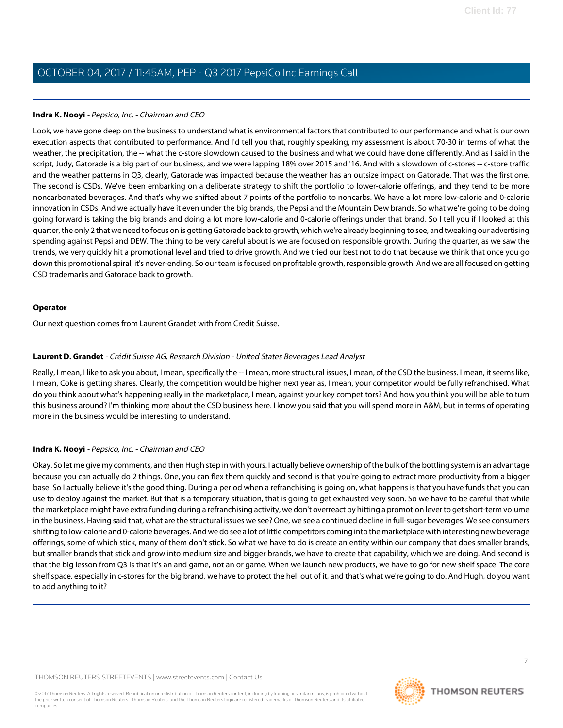**Indra K. Nooyi** - *Pepsico, Inc. - Chairman and CEO*

Look, we have gone deep on the business to understand what is environmental factors that contributed to our performance and what is our own execution aspects that contributed to performance. And I'd tell you that, roughly speaking, my assessment is about 70-30 in terms of what the weather, the precipitation, the -- what the c-store slowdown caused to the business and what we could have done differently. And as I said in the script, Judy, Gatorade is a big part of our business, and we were lapping 18% over 2015 and '16. And with a slowdown of c-stores -- c-store traffic and the weather patterns in Q3, clearly, Gatorade was impacted because the weather has an outsize impact on Gatorade. That was the first one. The second is CSDs. We've been embarking on a deliberate strategy to shift the portfolio to lower-calorie offerings, and they tend to be more noncarbonated beverages. And that's why we shifted about 7 points of the portfolio to noncarbs. We have a lot more low-calorie and 0-calorie innovation in CSDs. And we actually have it even under the big brands, the Pepsi and the Mountain Dew brands. So what we're going to be doing going forward is taking the big brands and doing a lot more low-calorie and 0-calorie offerings under that brand. So I tell you if I looked at this quarter, the only 2 that we need to focus on is getting Gatorade back to growth, which we're already beginning to see, and tweaking our advertising spending against Pepsi and DEW. The thing to be very careful about is we are focused on responsible growth. During the quarter, as we saw the trends, we very quickly hit a promotional level and tried to drive growth. And we tried our best not to do that because we think that once you go down this promotional spiral, it's never-ending. So our team is focused on profitable growth, responsible growth. And we are all focused on getting CSD trademarks and Gatorade back to growth.

---

**Operator**

Our next question comes from Laurent Grandet with from Credit Suisse.

---

**Laurent D. Grandet** - *Crédit Suisse AG, Research Division - United States Beverages Lead Analyst*

Really, I mean, I like to ask you about, I mean, specifically the -- I mean, more structural issues, I mean, of the CSD the business. I mean, it seems like, I mean, Coke is getting shares. Clearly, the competition would be higher next year as, I mean, your competitor would be fully refranchised. What do you think about what's happening really in the marketplace, I mean, against your key competitors? And how you think you will be able to turn this business around? I'm thinking more about the CSD business here. I know you said that you will spend more in A&M, but in terms of operating more in the business would be interesting to understand.

---

**Indra K. Nooyi** - *Pepsico, Inc. - Chairman and CEO*

Okay. So let me give my comments, and then Hugh step in with yours. I actually believe ownership of the bulk of the bottling system is an advantage because you can actually do 2 things. One, you can flex them quickly and second is that you're going to extract more productivity from a bigger base. So I actually believe it's the good thing. During a period when a refranchising is going on, what happens is that you have funds that you can use to deploy against the market. But that is a temporary situation, that is going to get exhausted very soon. So we have to be careful that while the marketplace might have extra funding during a refranchising activity, we don't overreact by hitting a promotion lever to get short-term volume in the business. Having said that, what are the structural issues we see? One, we see a continued decline in full-sugar beverages. We see consumers shifting to low-calorie and 0-calorie beverages. And we do see a lot of little competitors coming into the marketplace with interesting new beverage offerings, some of which stick, many of them don't stick. So what we have to do is create an entity within our company that does smaller brands, but smaller brands that stick and grow into medium size and bigger brands, we have to create that capability, which we are doing. And second is that the big lesson from Q3 is that it's an and game, not an or game. When we launch new products, we have to go for new shelf space. The core shelf space, especially in c-stores for the big brand, we have to protect the hell out of it, and that's what we're going to do. And Hugh, do you want to add anything to it?

---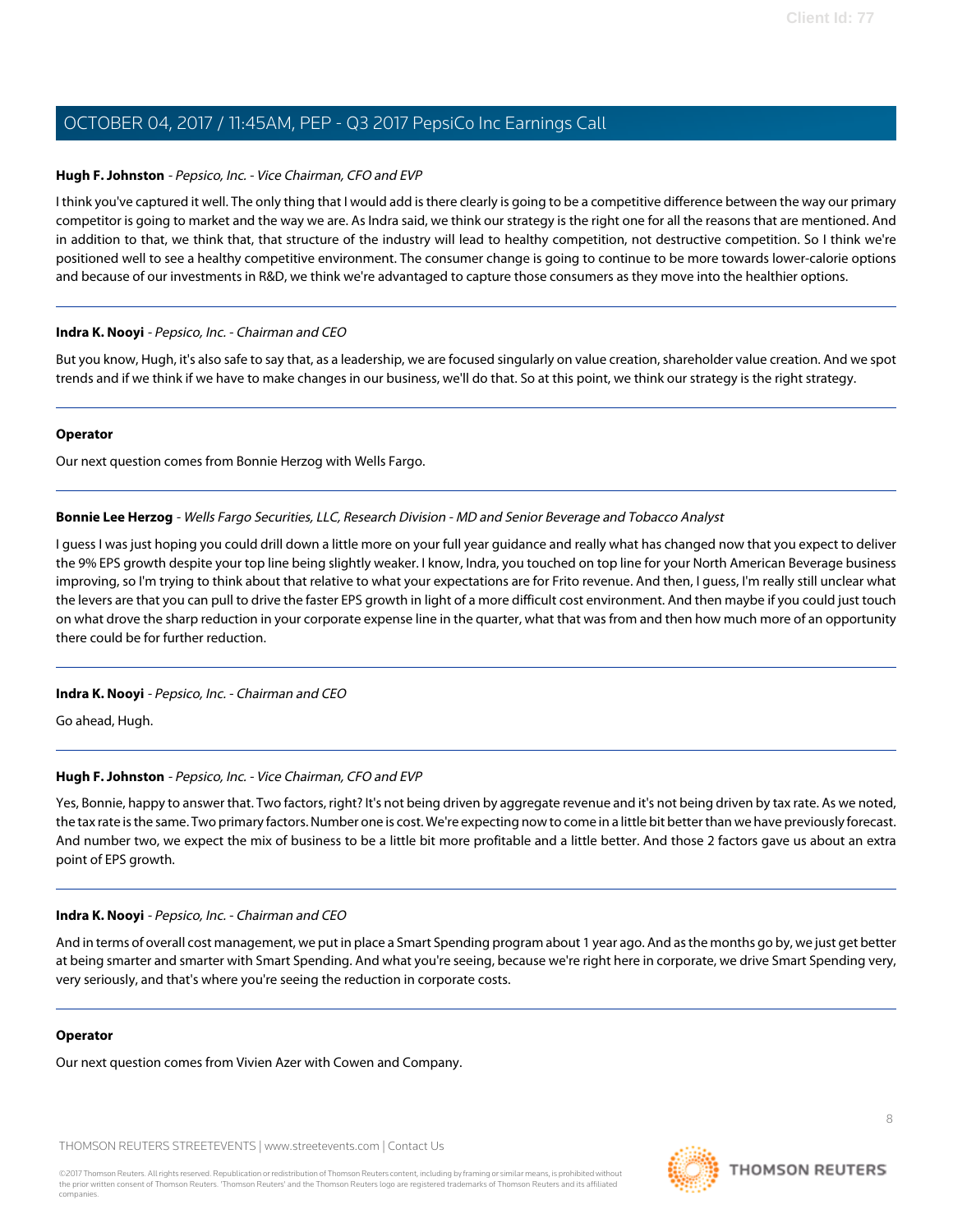**Hugh F. Johnston** - *Pepsico, Inc. - Vice Chairman, CFO and EVP*

I think you've captured it well. The only thing that I would add is there clearly is going to be a competitive difference between the way our primary competitor is going to market and the way we are. As Indra said, we think our strategy is the right one for all the reasons that are mentioned. And in addition to that, we think that, that structure of the industry will lead to healthy competition, not destructive competition. So I think we're positioned well to see a healthy competitive environment. The consumer change is going to continue to be more towards lower-calorie options and because of our investments in R&D, we think we're advantaged to capture those consumers as they move into the healthier options.

---

**Indra K. Nooyi** - *Pepsico, Inc. - Chairman and CEO*

But you know, Hugh, it's also safe to say that, as a leadership, we are focused singularly on value creation, shareholder value creation. And we spot trends and if we think if we have to make changes in our business, we'll do that. So at this point, we think our strategy is the right strategy.

---

**Operator**

Our next question comes from Bonnie Herzog with Wells Fargo.

---

**Bonnie Lee Herzog** - *Wells Fargo Securities, LLC, Research Division - MD and Senior Beverage and Tobacco Analyst*

I guess I was just hoping you could drill down a little more on your full year guidance and really what has changed now that you expect to deliver the 9% EPS growth despite your top line being slightly weaker. I know, Indra, you touched on top line for your North American Beverage business improving, so I'm trying to think about that relative to what your expectations are for Frito revenue. And then, I guess, I'm really still unclear what the levers are that you can pull to drive the faster EPS growth in light of a more difficult cost environment. And then maybe if you could just touch on what drove the sharp reduction in your corporate expense line in the quarter, what that was from and then how much more of an opportunity there could be for further reduction.

---

**Indra K. Nooyi** - *Pepsico, Inc. - Chairman and CEO*

Go ahead, Hugh.

---

**Hugh F. Johnston** - *Pepsico, Inc. - Vice Chairman, CFO and EVP*

Yes, Bonnie, happy to answer that. Two factors, right? It's not being driven by aggregate revenue and it's not being driven by tax rate. As we noted, the tax rate is the same. Two primary factors. Number one is cost. We're expecting now to come in a little bit better than we have previously forecast. And number two, we expect the mix of business to be a little bit more profitable and a little better. And those 2 factors gave us about an extra point of EPS growth.

---

**Indra K. Nooyi** - *Pepsico, Inc. - Chairman and CEO*

And in terms of overall cost management, we put in place a Smart Spending program about 1 year ago. And as the months go by, we just get better at being smarter and smarter with Smart Spending. And what you're seeing, because we're right here in corporate, we drive Smart Spending very, very seriously, and that's where you're seeing the reduction in corporate costs.

---

**Operator**

Our next question comes from Vivien Azer with Cowen and Company.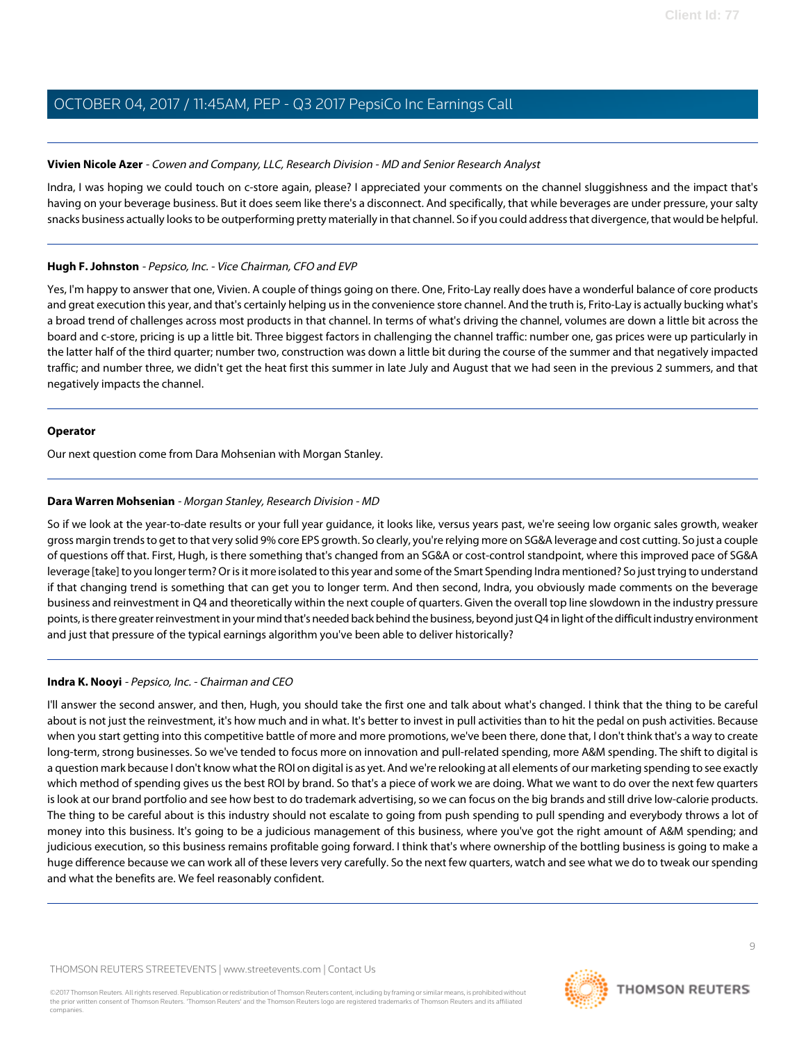**Vivien Nicole Azer** - *Cowen and Company, LLC, Research Division - MD and Senior Research Analyst*

Indra, I was hoping we could touch on c-store again, please? I appreciated your comments on the channel sluggishness and the impact that's having on your beverage business. But it does seem like there's a disconnect. And specifically, that while beverages are under pressure, your salty snacks business actually looks to be outperforming pretty materially in that channel. So if you could address that divergence, that would be helpful.

---

**Hugh F. Johnston** - *Pepsico, Inc. - Vice Chairman, CFO and EVP*

Yes, I'm happy to answer that one, Vivien. A couple of things going on there. One, Frito-Lay really does have a wonderful balance of core products and great execution this year, and that's certainly helping us in the convenience store channel. And the truth is, Frito-Lay is actually bucking what's a broad trend of challenges across most products in that channel. In terms of what's driving the channel, volumes are down a little bit across the board and c-store, pricing is up a little bit. Three biggest factors in challenging the channel traffic: number one, gas prices were up particularly in the latter half of the third quarter; number two, construction was down a little bit during the course of the summer and that negatively impacted traffic; and number three, we didn't get the heat first this summer in late July and August that we had seen in the previous 2 summers, and that negatively impacts the channel.

---

**Operator**

Our next question come from Dara Mohsenian with Morgan Stanley.

---

**Dara Warren Mohsenian** - *Morgan Stanley, Research Division - MD*

So if we look at the year-to-date results or your full year guidance, it looks like, versus years past, we're seeing low organic sales growth, weaker gross margin trends to get to that very solid 9% core EPS growth. So clearly, you're relying more on SG&A leverage and cost cutting. So just a couple of questions off that. First, Hugh, is there something that's changed from an SG&A or cost-control standpoint, where this improved pace of SG&A leverage [take] to you longer term? Or is it more isolated to this year and some of the Smart Spending Indra mentioned? So just trying to understand if that changing trend is something that can get you to longer term. And then second, Indra, you obviously made comments on the beverage business and reinvestment in Q4 and theoretically within the next couple of quarters. Given the overall top line slowdown in the industry pressure points, is there greater reinvestment in your mind that's needed back behind the business, beyond just Q4 in light of the difficult industry environment and just that pressure of the typical earnings algorithm you've been able to deliver historically?

---

**Indra K. Nooyi** - *Pepsico, Inc. - Chairman and CEO*

I'll answer the second answer, and then, Hugh, you should take the first one and talk about what's changed. I think that the thing to be careful about is not just the reinvestment, it's how much and in what. It's better to invest in pull activities than to hit the pedal on push activities. Because when you start getting into this competitive battle of more and more promotions, we've been there, done that, I don't think that's a way to create long-term, strong businesses. So we've tended to focus more on innovation and pull-related spending, more A&M spending. The shift to digital is a question mark because I don't know what the ROI on digital is as yet. And we're relooking at all elements of our marketing spending to see exactly which method of spending gives us the best ROI by brand. So that's a piece of work we are doing. What we want to do over the next few quarters is look at our brand portfolio and see how best to do trademark advertising, so we can focus on the big brands and still drive low-calorie products. The thing to be careful about is this industry should not escalate to going from push spending to pull spending and everybody throws a lot of money into this business. It's going to be a judicious management of this business, where you've got the right amount of A&M spending; and judicious execution, so this business remains profitable going forward. I think that's where ownership of the bottling business is going to make a huge difference because we can work all of these levers very carefully. So the next few quarters, watch and see what we do to tweak our spending and what the benefits are. We feel reasonably confident.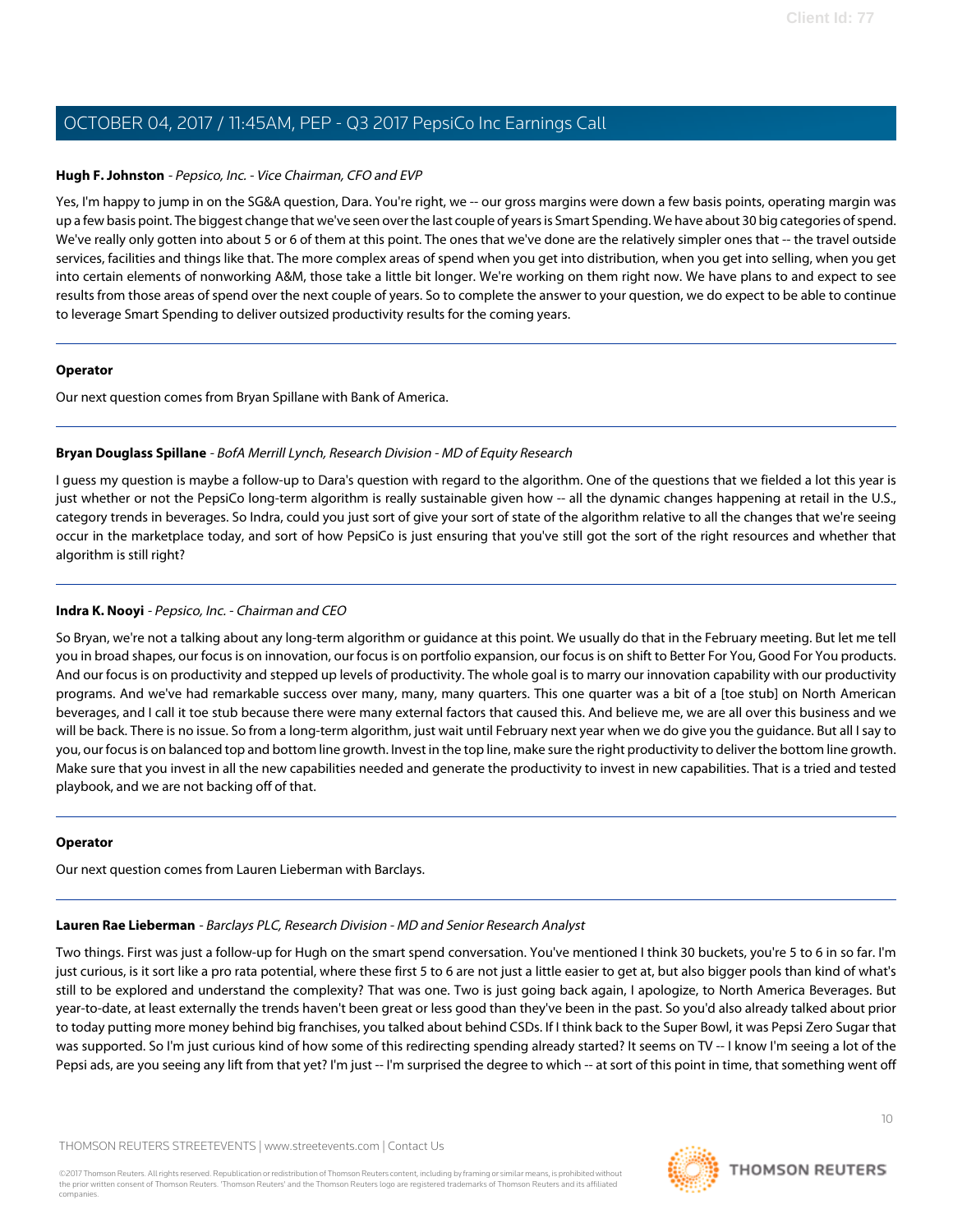**Hugh F. Johnston** - *Pepsico, Inc. - Vice Chairman, CFO and EVP*

Yes, I'm happy to jump in on the SG&A question, Dara. You're right, we -- our gross margins were down a few basis points, operating margin was up a few basis point. The biggest change that we've seen over the last couple of years is Smart Spending. We have about 30 big categories of spend. We've really only gotten into about 5 or 6 of them at this point. The ones that we've done are the relatively simpler ones that -- the travel outside services, facilities and things like that. The more complex areas of spend when you get into distribution, when you get into selling, when you get into certain elements of nonworking A&M, those take a little bit longer. We're working on them right now. We have plans to and expect to see results from those areas of spend over the next couple of years. So to complete the answer to your question, we do expect to be able to continue to leverage Smart Spending to deliver outsized productivity results for the coming years.

**Operator**

Our next question comes from Bryan Spillane with Bank of America.

**Bryan Douglass Spillane** - *BofA Merrill Lynch, Research Division - MD of Equity Research*

I guess my question is maybe a follow-up to Dara's question with regard to the algorithm. One of the questions that we fielded a lot this year is just whether or not the PepsiCo long-term algorithm is really sustainable given how -- all the dynamic changes happening at retail in the U.S., category trends in beverages. So Indra, could you just sort of give your sort of state of the algorithm relative to all the changes that we're seeing occur in the marketplace today, and sort of how PepsiCo is just ensuring that you've still got the sort of the right resources and whether that algorithm is still right?

**Indra K. Nooyi** - *Pepsico, Inc. - Chairman and CEO*

So Bryan, we're not a talking about any long-term algorithm or guidance at this point. We usually do that in the February meeting. But let me tell you in broad shapes, our focus is on innovation, our focus is on portfolio expansion, our focus is on shift to Better For You, Good For You products. And our focus is on productivity and stepped up levels of productivity. The whole goal is to marry our innovation capability with our productivity programs. And we've had remarkable success over many, many, many quarters. This one quarter was a bit of a [toe stub] on North American beverages, and I call it toe stub because there were many external factors that caused this. And believe me, we are all over this business and we will be back. There is no issue. So from a long-term algorithm, just wait until February next year when we do give you the guidance. But all I say to you, our focus is on balanced top and bottom line growth. Invest in the top line, make sure the right productivity to deliver the bottom line growth. Make sure that you invest in all the new capabilities needed and generate the productivity to invest in new capabilities. That is a tried and tested playbook, and we are not backing off of that.

**Operator**

Our next question comes from Lauren Lieberman with Barclays.

**Lauren Rae Lieberman** - *Barclays PLC, Research Division - MD and Senior Research Analyst*

Two things. First was just a follow-up for Hugh on the smart spend conversation. You've mentioned I think 30 buckets, you're 5 to 6 in so far. I'm just curious, is it sort like a pro rata potential, where these first 5 to 6 are not just a little easier to get at, but also bigger pools than kind of what's still to be explored and understand the complexity? That was one. Two is just going back again, I apologize, to North America Beverages. But year-to-date, at least externally the trends haven't been great or less good than they've been in the past. So you'd also already talked about prior to today putting more money behind big franchises, you talked about behind CSDs. If I think back to the Super Bowl, it was Pepsi Zero Sugar that was supported. So I'm just curious kind of how some of this redirecting spending already started? It seems on TV -- I know I'm seeing a lot of the Pepsi ads, are you seeing any lift from that yet? I'm just -- I'm surprised the degree to which -- at sort of this point in time, that something went off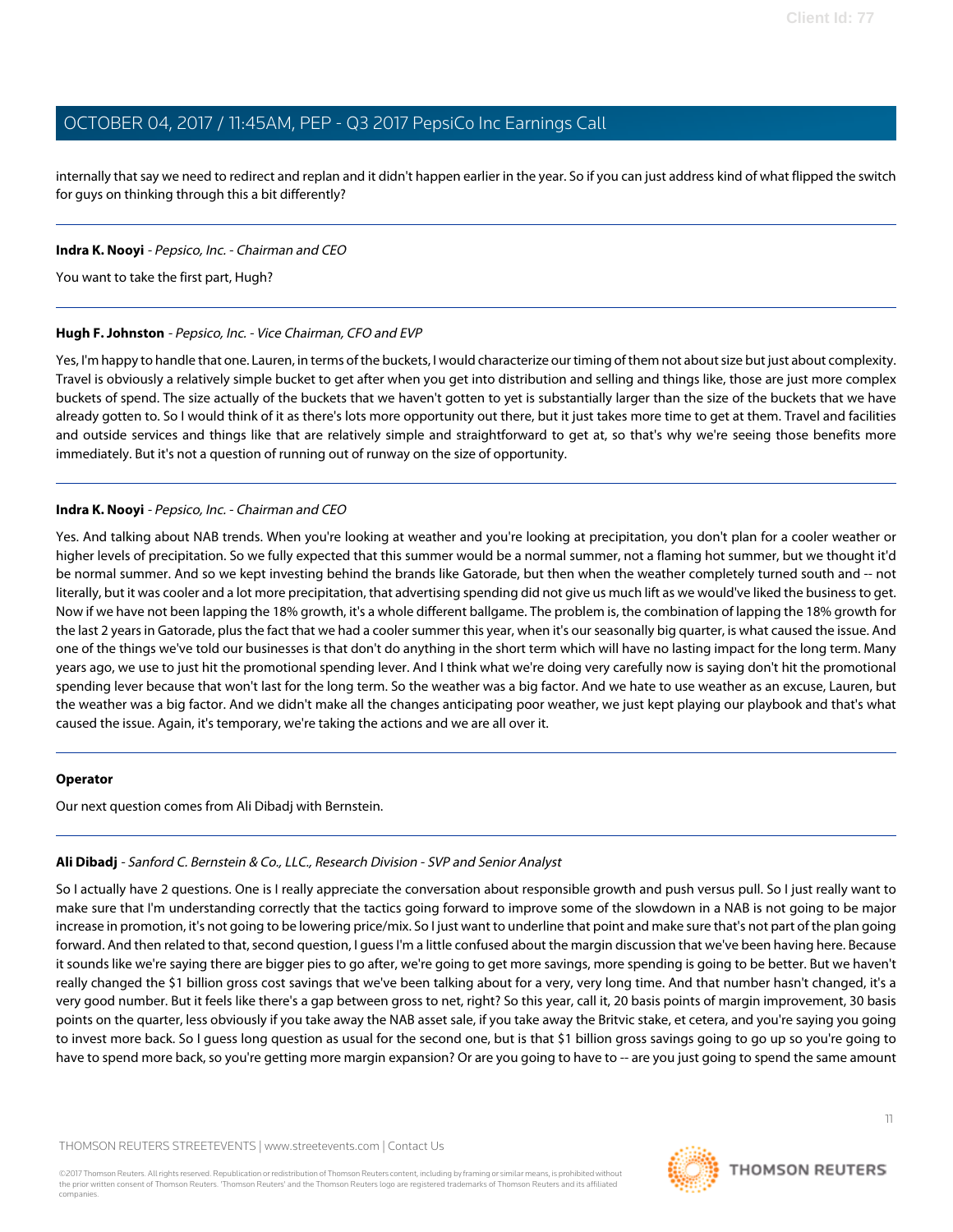internally that say we need to redirect and replan and it didn't happen earlier in the year. So if you can just address kind of what flipped the switch for guys on thinking through this a bit differently?

---

**Indra K. Nooyi** - *Pepsico, Inc. - Chairman and CEO*

You want to take the first part, Hugh?

---

**Hugh F. Johnston** - *Pepsico, Inc. - Vice Chairman, CFO and EVP*

Yes, I'm happy to handle that one. Lauren, in terms of the buckets, I would characterize our timing of them not about size but just about complexity. Travel is obviously a relatively simple bucket to get after when you get into distribution and selling and things like, those are just more complex buckets of spend. The size actually of the buckets that we haven't gotten to yet is substantially larger than the size of the buckets that we have already gotten to. So I would think of it as there's lots more opportunity out there, but it just takes more time to get at them. Travel and facilities and outside services and things like that are relatively simple and straightforward to get at, so that's why we're seeing those benefits more immediately. But it's not a question of running out of runway on the size of opportunity.

---

**Indra K. Nooyi** - *Pepsico, Inc. - Chairman and CEO*

Yes. And talking about NAB trends. When you're looking at weather and you're looking at precipitation, you don't plan for a cooler weather or higher levels of precipitation. So we fully expected that this summer would be a normal summer, not a flaming hot summer, but we thought it'd be normal summer. And so we kept investing behind the brands like Gatorade, but then when the weather completely turned south and -- not literally, but it was cooler and a lot more precipitation, that advertising spending did not give us much lift as we would've liked the business to get. Now if we have not been lapping the 18% growth, it's a whole different ballgame. The problem is, the combination of lapping the 18% growth for the last 2 years in Gatorade, plus the fact that we had a cooler summer this year, when it's our seasonally big quarter, is what caused the issue. And one of the things we've told our businesses is that don't do anything in the short term which will have no lasting impact for the long term. Many years ago, we use to just hit the promotional spending lever. And I think what we're doing very carefully now is saying don't hit the promotional spending lever because that won't last for the long term. So the weather was a big factor. And we hate to use weather as an excuse, Lauren, but the weather was a big factor. And we didn't make all the changes anticipating poor weather, we just kept playing our playbook and that's what caused the issue. Again, it's temporary, we're taking the actions and we are all over it.

---

**Operator**

Our next question comes from Ali Dibadj with Bernstein.

---

**Ali Dibadj** - *Sanford C. Bernstein & Co., LLC., Research Division - SVP and Senior Analyst*

So I actually have 2 questions. One is I really appreciate the conversation about responsible growth and push versus pull. So I just really want to make sure that I'm understanding correctly that the tactics going forward to improve some of the slowdown in a NAB is not going to be major increase in promotion, it's not going to be lowering price/mix. So I just want to underline that point and make sure that's not part of the plan going forward. And then related to that, second question, I guess I'm a little confused about the margin discussion that we've been having here. Because it sounds like we're saying there are bigger pies to go after, we're going to get more savings, more spending is going to be better. But we haven't really changed the $1 billion gross cost savings that we've been talking about for a very, very long time. And that number hasn't changed, it's a very good number. But it feels like there's a gap between gross to net, right? So this year, call it, 20 basis points of margin improvement, 30 basis points on the quarter, less obviously if you take away the NAB asset sale, if you take away the Britvic stake, et cetera, and you're saying you going to invest more back. So I guess long question as usual for the second one, but is that $1 billion gross savings going to go up so you're going to have to spend more back, so you're getting more margin expansion? Or are you going to have to -- are you just going to spend the same amount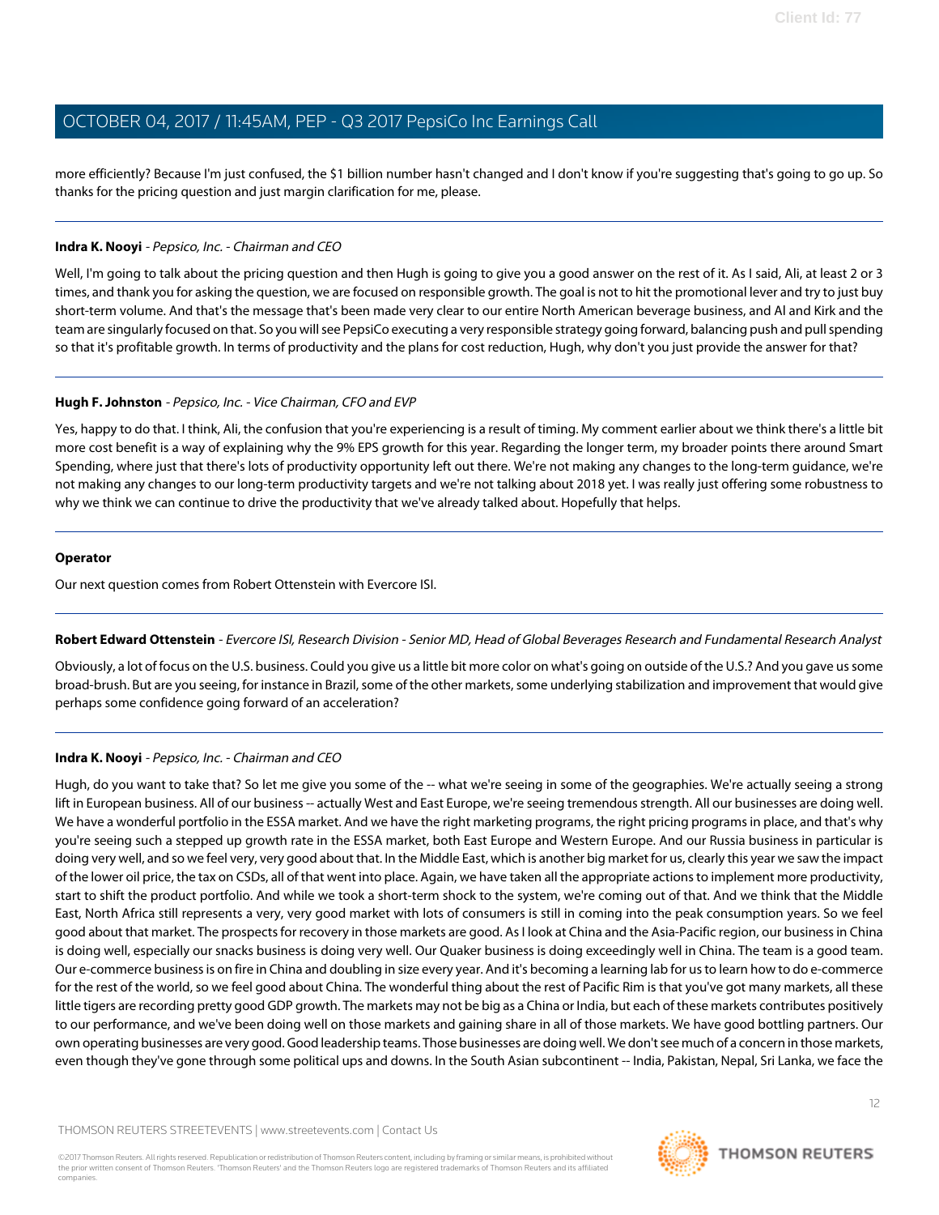more efficiently? Because I'm just confused, the $1 billion number hasn't changed and I don't know if you're suggesting that's going to go up. So thanks for the pricing question and just margin clarification for me, please.

---

**Indra K. Nooyi** - *Pepsico, Inc. - Chairman and CEO*

Well, I'm going to talk about the pricing question and then Hugh is going to give you a good answer on the rest of it. As I said, Ali, at least 2 or 3 times, and thank you for asking the question, we are focused on responsible growth. The goal is not to hit the promotional lever and try to just buy short-term volume. And that's the message that's been made very clear to our entire North American beverage business, and Al and Kirk and the team are singularly focused on that. So you will see PepsiCo executing a very responsible strategy going forward, balancing push and pull spending so that it's profitable growth. In terms of productivity and the plans for cost reduction, Hugh, why don't you just provide the answer for that?

---

**Hugh F. Johnston** - *Pepsico, Inc. - Vice Chairman, CFO and EVP*

Yes, happy to do that. I think, Ali, the confusion that you're experiencing is a result of timing. My comment earlier about we think there's a little bit more cost benefit is a way of explaining why the 9% EPS growth for this year. Regarding the longer term, my broader points there around Smart Spending, where just that there's lots of productivity opportunity left out there. We're not making any changes to the long-term guidance, we're not making any changes to our long-term productivity targets and we're not talking about 2018 yet. I was really just offering some robustness to why we think we can continue to drive the productivity that we've already talked about. Hopefully that helps.

---

**Operator**

Our next question comes from Robert Ottenstein with Evercore ISI.

---

**Robert Edward Ottenstein** - *Evercore ISI, Research Division - Senior MD, Head of Global Beverages Research and Fundamental Research Analyst*

Obviously, a lot of focus on the U.S. business. Could you give us a little bit more color on what's going on outside of the U.S.? And you gave us some broad-brush. But are you seeing, for instance in Brazil, some of the other markets, some underlying stabilization and improvement that would give perhaps some confidence going forward of an acceleration?

---

**Indra K. Nooyi** - *Pepsico, Inc. - Chairman and CEO*

Hugh, do you want to take that? So let me give you some of the -- what we're seeing in some of the geographies. We're actually seeing a strong lift in European business. All of our business -- actually West and East Europe, we're seeing tremendous strength. All our businesses are doing well. We have a wonderful portfolio in the ESSA market. And we have the right marketing programs, the right pricing programs in place, and that's why you're seeing such a stepped up growth rate in the ESSA market, both East Europe and Western Europe. And our Russia business in particular is doing very well, and so we feel very, very good about that. In the Middle East, which is another big market for us, clearly this year we saw the impact of the lower oil price, the tax on CSDs, all of that went into place. Again, we have taken all the appropriate actions to implement more productivity, start to shift the product portfolio. And while we took a short-term shock to the system, we're coming out of that. And we think that the Middle East, North Africa still represents a very, very good market with lots of consumers is still in coming into the peak consumption years. So we feel good about that market. The prospects for recovery in those markets are good. As I look at China and the Asia-Pacific region, our business in China is doing well, especially our snacks business is doing very well. Our Quaker business is doing exceedingly well in China. The team is a good team. Our e-commerce business is on fire in China and doubling in size every year. And it's becoming a learning lab for us to learn how to do e-commerce for the rest of the world, so we feel good about China. The wonderful thing about the rest of Pacific Rim is that you've got many markets, all these little tigers are recording pretty good GDP growth. The markets may not be big as a China or India, but each of these markets contributes positively to our performance, and we've been doing well on those markets and gaining share in all of those markets. We have good bottling partners. Our own operating businesses are very good. Good leadership teams. Those businesses are doing well. We don't see much of a concern in those markets, even though they've gone through some political ups and downs. In the South Asian subcontinent -- India, Pakistan, Nepal, Sri Lanka, we face the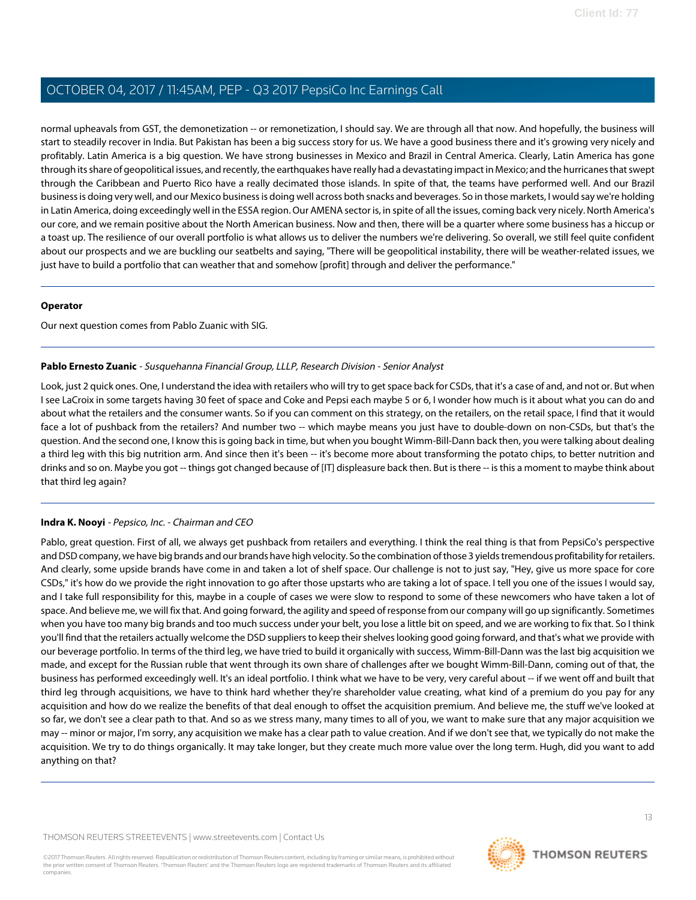normal upheavals from GST, the demonetization -- or remonetization, I should say. We are through all that now. And hopefully, the business will start to steadily recover in India. But Pakistan has been a big success story for us. We have a good business there and it's growing very nicely and profitably. Latin America is a big question. We have strong businesses in Mexico and Brazil in Central America. Clearly, Latin America has gone through its share of geopolitical issues, and recently, the earthquakes have really had a devastating impact in Mexico; and the hurricanes that swept through the Caribbean and Puerto Rico have a really decimated those islands. In spite of that, the teams have performed well. And our Brazil business is doing very well, and our Mexico business is doing well across both snacks and beverages. So in those markets, I would say we're holding in Latin America, doing exceedingly well in the ESSA region. Our AMENA sector is, in spite of all the issues, coming back very nicely. North America's our core, and we remain positive about the North American business. Now and then, there will be a quarter where some business has a hiccup or a toast up. The resilience of our overall portfolio is what allows us to deliver the numbers we're delivering. So overall, we still feel quite confident about our prospects and we are buckling our seatbelts and saying, "There will be geopolitical instability, there will be weather-related issues, we just have to build a portfolio that can weather that and somehow [profit] through and deliver the performance."

---

**Operator**

Our next question comes from Pablo Zuanic with SIG.

---

**Pablo Ernesto Zuanic** - *Susquehanna Financial Group, LLLP, Research Division - Senior Analyst*

Look, just 2 quick ones. One, I understand the idea with retailers who will try to get space back for CSDs, that it's a case of and, and not or. But when I see LaCroix in some targets having 30 feet of space and Coke and Pepsi each maybe 5 or 6, I wonder how much is it about what you can do and about what the retailers and the consumer wants. So if you can comment on this strategy, on the retailers, on the retail space, I find that it would face a lot of pushback from the retailers? And number two -- which maybe means you just have to double-down on non-CSDs, but that's the question. And the second one, I know this is going back in time, but when you bought Wimm-Bill-Dann back then, you were talking about dealing a third leg with this big nutrition arm. And since then it's been -- it's become more about transforming the potato chips, to better nutrition and drinks and so on. Maybe you got -- things got changed because of [IT] displeasure back then. But is there -- is this a moment to maybe think about that third leg again?

---

**Indra K. Nooyi** - *Pepsico, Inc. - Chairman and CEO*

Pablo, great question. First of all, we always get pushback from retailers and everything. I think the real thing is that from PepsiCo's perspective and DSD company, we have big brands and our brands have high velocity. So the combination of those 3 yields tremendous profitability for retailers. And clearly, some upside brands have come in and taken a lot of shelf space. Our challenge is not to just say, "Hey, give us more space for core CSDs," it's how do we provide the right innovation to go after those upstarts who are taking a lot of space. I tell you one of the issues I would say, and I take full responsibility for this, maybe in a couple of cases we were slow to respond to some of these newcomers who have taken a lot of space. And believe me, we will fix that. And going forward, the agility and speed of response from our company will go up significantly. Sometimes when you have too many big brands and too much success under your belt, you lose a little bit on speed, and we are working to fix that. So I think you'll find that the retailers actually welcome the DSD suppliers to keep their shelves looking good going forward, and that's what we provide with our beverage portfolio. In terms of the third leg, we have tried to build it organically with success, Wimm-Bill-Dann was the last big acquisition we made, and except for the Russian ruble that went through its own share of challenges after we bought Wimm-Bill-Dann, coming out of that, the business has performed exceedingly well. It's an ideal portfolio. I think what we have to be very, very careful about -- if we went off and built that third leg through acquisitions, we have to think hard whether they're shareholder value creating, what kind of a premium do you pay for any acquisition and how do we realize the benefits of that deal enough to offset the acquisition premium. And believe me, the stuff we've looked at so far, we don't see a clear path to that. And so as we stress many, many times to all of you, we want to make sure that any major acquisition we may -- minor or major, I'm sorry, any acquisition we make has a clear path to value creation. And if we don't see that, we typically do not make the acquisition. We try to do things organically. It may take longer, but they create much more value over the long term. Hugh, did you want to add anything on that?

---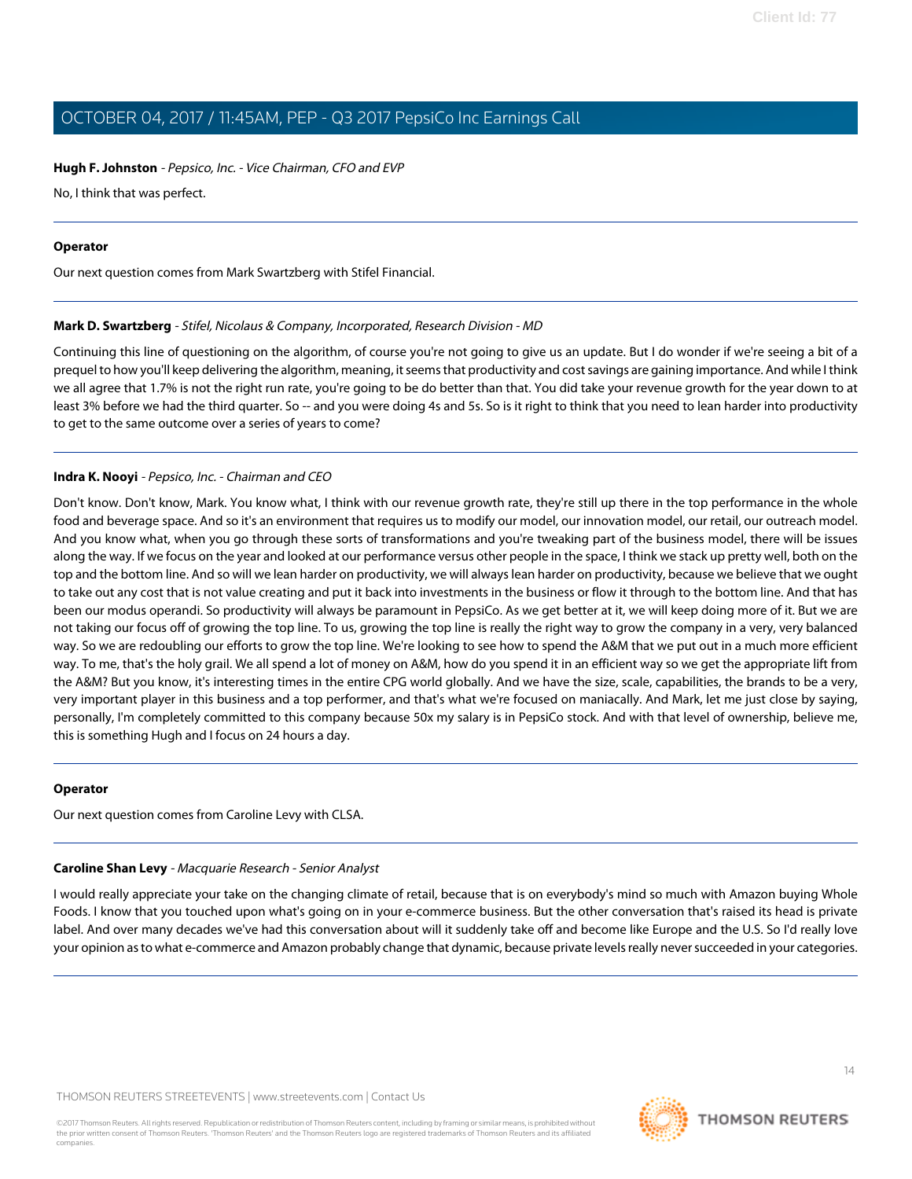**Hugh F. Johnston** - *Pepsico, Inc. - Vice Chairman, CFO and EVP*

No, I think that was perfect.

---

**Operator**

Our next question comes from Mark Swartzberg with Stifel Financial.

---

**Mark D. Swartzberg** - *Stifel, Nicolaus & Company, Incorporated, Research Division - MD*

Continuing this line of questioning on the algorithm, of course you're not going to give us an update. But I do wonder if we're seeing a bit of a prequel to how you'll keep delivering the algorithm, meaning, it seems that productivity and cost savings are gaining importance. And while I think we all agree that 1.7% is not the right run rate, you're going to be do better than that. You did take your revenue growth for the year down to at least 3% before we had the third quarter. So -- and you were doing 4s and 5s. So is it right to think that you need to lean harder into productivity to get to the same outcome over a series of years to come?

---

**Indra K. Nooyi** - *Pepsico, Inc. - Chairman and CEO*

Don't know. Don't know, Mark. You know what, I think with our revenue growth rate, they're still up there in the top performance in the whole food and beverage space. And so it's an environment that requires us to modify our model, our innovation model, our retail, our outreach model. And you know what, when you go through these sorts of transformations and you're tweaking part of the business model, there will be issues along the way. If we focus on the year and looked at our performance versus other people in the space, I think we stack up pretty well, both on the top and the bottom line. And so will we lean harder on productivity, we will always lean harder on productivity, because we believe that we ought to take out any cost that is not value creating and put it back into investments in the business or flow it through to the bottom line. And that has been our modus operandi. So productivity will always be paramount in PepsiCo. As we get better at it, we will keep doing more of it. But we are not taking our focus off of growing the top line. To us, growing the top line is really the right way to grow the company in a very, very balanced way. So we are redoubling our efforts to grow the top line. We're looking to see how to spend the A&M that we put out in a much more efficient way. To me, that's the holy grail. We all spend a lot of money on A&M, how do you spend it in an efficient way so we get the appropriate lift from the A&M? But you know, it's interesting times in the entire CPG world globally. And we have the size, scale, capabilities, the brands to be a very, very important player in this business and a top performer, and that's what we're focused on maniacally. And Mark, let me just close by saying, personally, I'm completely committed to this company because 50x my salary is in PepsiCo stock. And with that level of ownership, believe me, this is something Hugh and I focus on 24 hours a day.

---

**Operator**

Our next question comes from Caroline Levy with CLSA.

---

**Caroline Shan Levy** - *Macquarie Research - Senior Analyst*

I would really appreciate your take on the changing climate of retail, because that is on everybody's mind so much with Amazon buying Whole Foods. I know that you touched upon what's going on in your e-commerce business. But the other conversation that's raised its head is private label. And over many decades we've had this conversation about will it suddenly take off and become like Europe and the U.S. So I'd really love your opinion as to what e-commerce and Amazon probably change that dynamic, because private levels really never succeeded in your categories.

---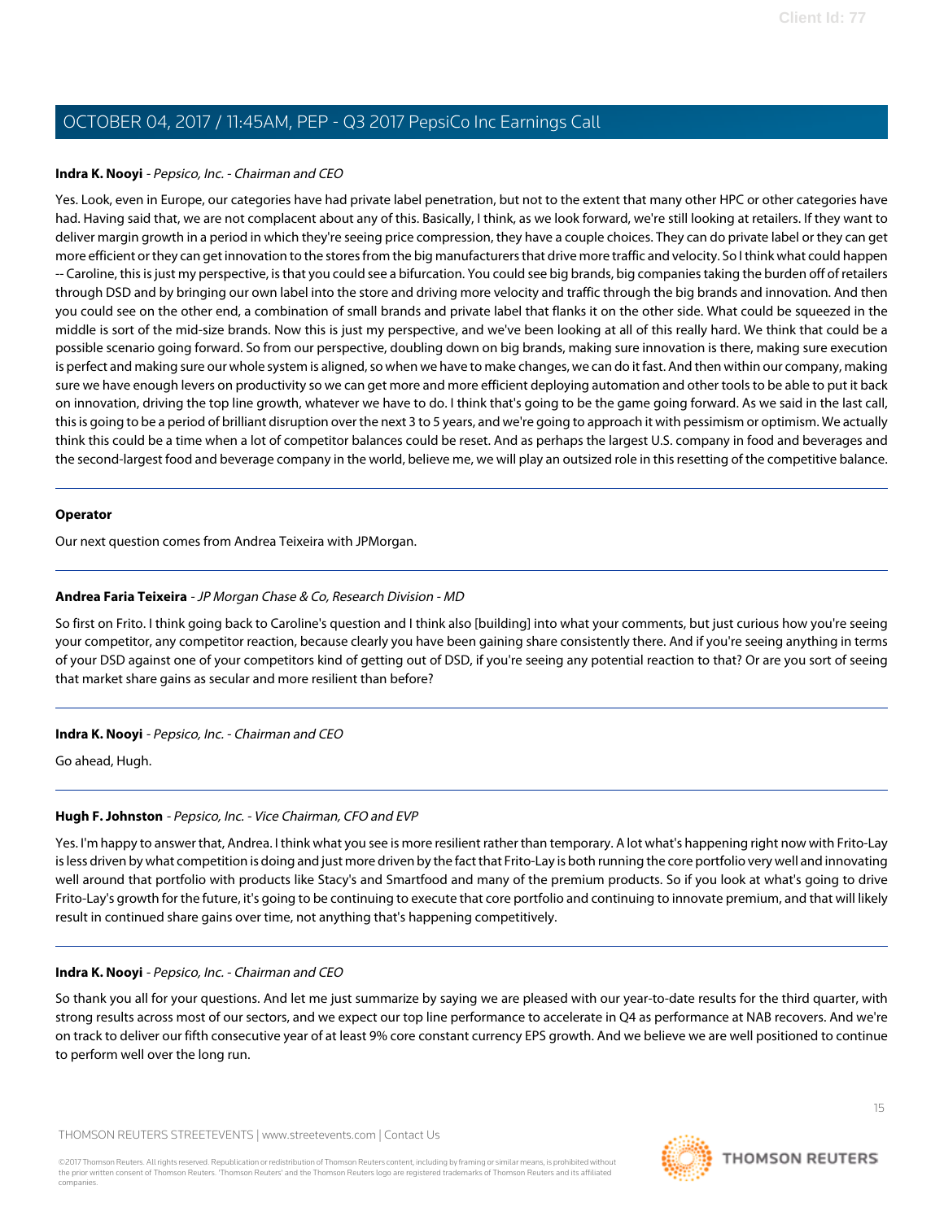**Indra K. Nooyi** - *Pepsico, Inc. - Chairman and CEO*

Yes. Look, even in Europe, our categories have had private label penetration, but not to the extent that many other HPC or other categories have had. Having said that, we are not complacent about any of this. Basically, I think, as we look forward, we're still looking at retailers. If they want to deliver margin growth in a period in which they're seeing price compression, they have a couple choices. They can do private label or they can get more efficient or they can get innovation to the stores from the big manufacturers that drive more traffic and velocity. So I think what could happen -- Caroline, this is just my perspective, is that you could see a bifurcation. You could see big brands, big companies taking the burden off of retailers through DSD and by bringing our own label into the store and driving more velocity and traffic through the big brands and innovation. And then you could see on the other end, a combination of small brands and private label that flanks it on the other side. What could be squeezed in the middle is sort of the mid-size brands. Now this is just my perspective, and we've been looking at all of this really hard. We think that could be a possible scenario going forward. So from our perspective, doubling down on big brands, making sure innovation is there, making sure execution is perfect and making sure our whole system is aligned, so when we have to make changes, we can do it fast. And then within our company, making sure we have enough levers on productivity so we can get more and more efficient deploying automation and other tools to be able to put it back on innovation, driving the top line growth, whatever we have to do. I think that's going to be the game going forward. As we said in the last call, this is going to be a period of brilliant disruption over the next 3 to 5 years, and we're going to approach it with pessimism or optimism. We actually think this could be a time when a lot of competitor balances could be reset. And as perhaps the largest U.S. company in food and beverages and the second-largest food and beverage company in the world, believe me, we will play an outsized role in this resetting of the competitive balance.

---

**Operator**

Our next question comes from Andrea Teixeira with JPMorgan.

---

**Andrea Faria Teixeira** - *JP Morgan Chase & Co, Research Division - MD*

So first on Frito. I think going back to Caroline's question and I think also [building] into what your comments, but just curious how you're seeing your competitor, any competitor reaction, because clearly you have been gaining share consistently there. And if you're seeing anything in terms of your DSD against one of your competitors kind of getting out of DSD, if you're seeing any potential reaction to that? Or are you sort of seeing that market share gains as secular and more resilient than before?

---

**Indra K. Nooyi** - *Pepsico, Inc. - Chairman and CEO*

Go ahead, Hugh.

---

**Hugh F. Johnston** - *Pepsico, Inc. - Vice Chairman, CFO and EVP*

Yes. I'm happy to answer that, Andrea. I think what you see is more resilient rather than temporary. A lot what's happening right now with Frito-Lay is less driven by what competition is doing and just more driven by the fact that Frito-Lay is both running the core portfolio very well and innovating well around that portfolio with products like Stacy's and Smartfood and many of the premium products. So if you look at what's going to drive Frito-Lay's growth for the future, it's going to be continuing to execute that core portfolio and continuing to innovate premium, and that will likely result in continued share gains over time, not anything that's happening competitively.

---

**Indra K. Nooyi** - *Pepsico, Inc. - Chairman and CEO*

So thank you all for your questions. And let me just summarize by saying we are pleased with our year-to-date results for the third quarter, with strong results across most of our sectors, and we expect our top line performance to accelerate in Q4 as performance at NAB recovers. And we're on track to deliver our fifth consecutive year of at least 9% core constant currency EPS growth. And we believe we are well positioned to continue to perform well over the long run.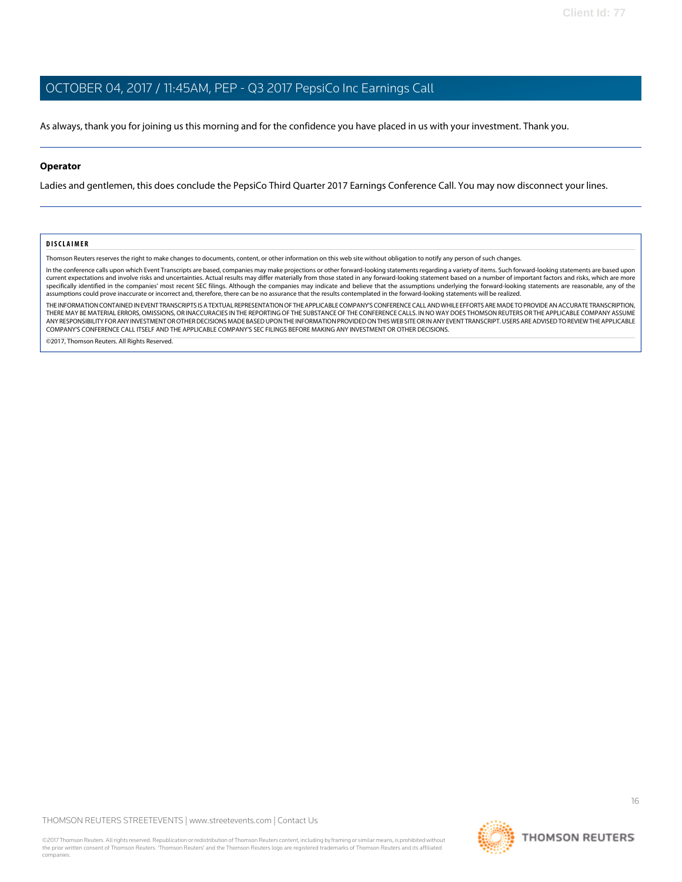As always, thank you for joining us this morning and for the confidence you have placed in us with your investment. Thank you.

**Operator**

Ladies and gentlemen, this does conclude the PepsiCo Third Quarter 2017 Earnings Conference Call. You may now disconnect your lines.

---

**DISCLAIMER**

Thomson Reuters reserves the right to make changes to documents, content, or other information on this web site without obligation to notify any person of such changes.

In the conference calls upon which Event Transcripts are based, companies may make projections or other forward-looking statements regarding a variety of items. Such forward-looking statements are based upon current expectations and involve risks and uncertainties. Actual results may differ materially from those stated in any forward-looking statement based on a number of important factors and risks, which are more specifically identified in the companies' most recent SEC filings. Although the companies may indicate and believe that the assumptions underlying the forward-looking statements are reasonable, any of the assumptions could prove inaccurate or incorrect and, therefore, there can be no assurance that the results contemplated in the forward-looking statements will be realized.

THE INFORMATION CONTAINED IN EVENT TRANSCRIPTS IS A TEXTUAL REPRESENTATION OF THE APPLICABLE COMPANY'S CONFERENCE CALL AND WHILE EFFORTS ARE MADE TO PROVIDE AN ACCURATE TRANSCRIPTION, THERE MAY BE MATERIAL ERRORS, OMISSIONS, OR INACCURACIES IN THE REPORTING OF THE SUBSTANCE OF THE CONFERENCE CALLS. IN NO WAY DOES THOMSON REUTERS OR THE APPLICABLE COMPANY ASSUME ANY RESPONSIBILITY FOR ANY INVESTMENT OR OTHER DECISIONS MADE BASED UPON THE INFORMATION PROVIDED ON THIS WEB SITE OR IN ANY EVENT TRANSCRIPT. USERS ARE ADVISED TO REVIEW THE APPLICABLE COMPANY'S CONFERENCE CALL ITSELF AND THE APPLICABLE COMPANY'S SEC FILINGS BEFORE MAKING ANY INVESTMENT OR OTHER DECISIONS.

©2017, Thomson Reuters. All Rights Reserved.